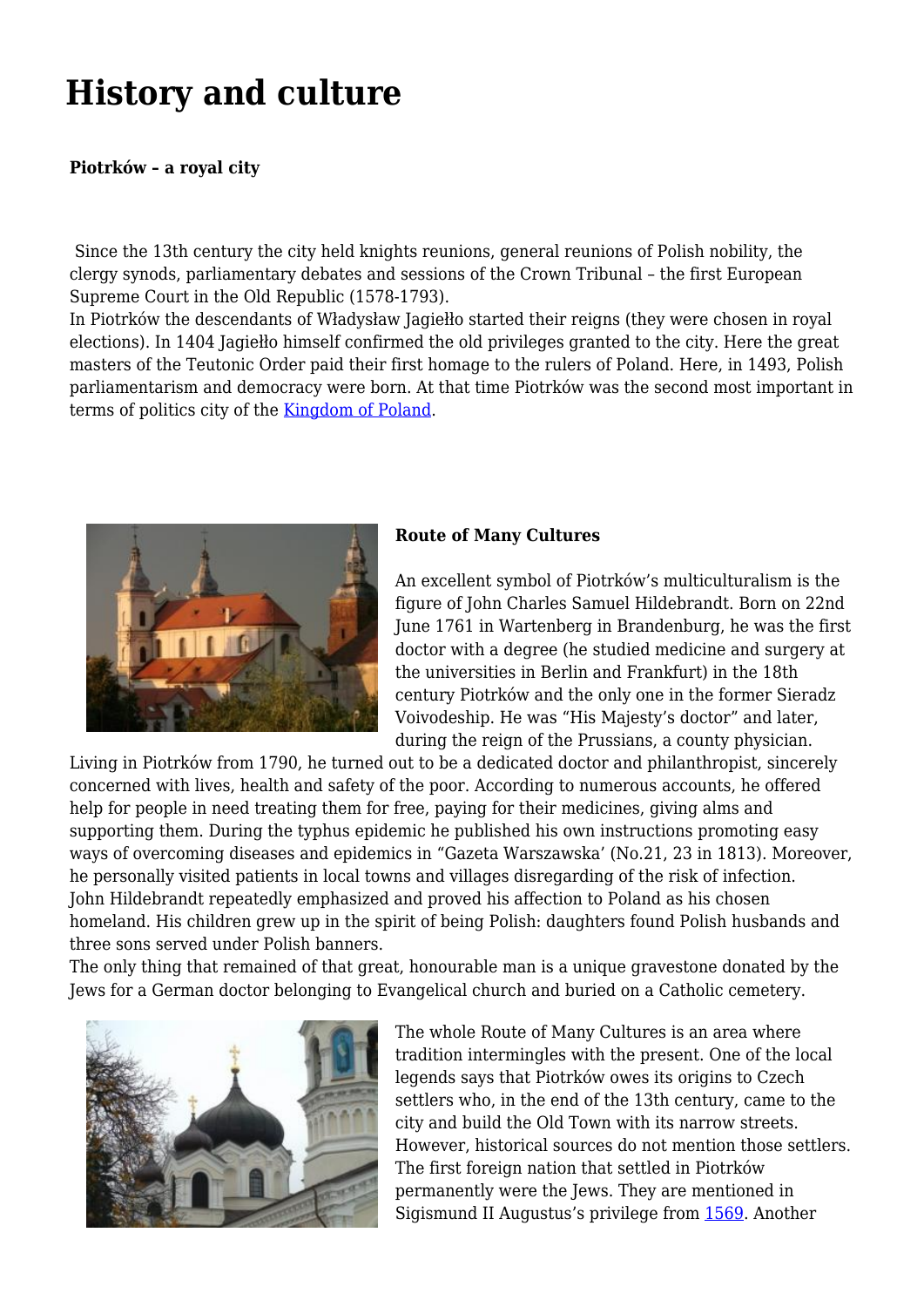# History and culture

**Piotrków – a royal city**

Since the 13th century the city held knights reunions, general reunions of Polish nobility, the clergy synods, parliamentary debates and sessions of the Crown Tribunal – the first European Supreme Court in the Old Republic (1578-1793).
In Piotrków the descendants of Władysław Jagiełło started their reigns (they were chosen in royal elections). In 1404 Jagiełło himself confirmed the old privileges granted to the city. Here the great masters of the Teutonic Order paid their first homage to the rulers of Poland. Here, in 1493, Polish parliamentarism and democracy were born. At that time Piotrków was the second most important in terms of politics city of the Kingdom of Poland.

**Route of Many Cultures**

An excellent symbol of Piotrków's multiculturalism is the figure of John Charles Samuel Hildebrandt. Born on 22nd June 1761 in Wartenberg in Brandenburg, he was the first doctor with a degree (he studied medicine and surgery at the universities in Berlin and Frankfurt) in the 18th century Piotrków and the only one in the former Sieradz Voivodeship. He was "His Majesty's doctor" and later, during the reign of the Prussians, a county physician. Living in Piotrków from 1790, he turned out to be a dedicated doctor and philanthropist, sincerely concerned with lives, health and safety of the poor. According to numerous accounts, he offered help for people in need treating them for free, paying for their medicines, giving alms and supporting them. During the typhus epidemic he published his own instructions promoting easy ways of overcoming diseases and epidemics in "Gazeta Warszawska' (No.21, 23 in 1813). Moreover, he personally visited patients in local towns and villages disregarding of the risk of infection.
John Hildebrandt repeatedly emphasized and proved his affection to Poland as his chosen homeland. His children grew up in the spirit of being Polish: daughters found Polish husbands and three sons served under Polish banners.
The only thing that remained of that great, honourable man is a unique gravestone donated by the Jews for a German doctor belonging to Evangelical church and buried on a Catholic cemetery.

The whole Route of Many Cultures is an area where tradition intermingles with the present. One of the local legends says that Piotrków owes its origins to Czech settlers who, in the end of the 13th century, came to the city and build the Old Town with its narrow streets. However, historical sources do not mention those settlers. The first foreign nation that settled in Piotrków permanently were the Jews. They are mentioned in Sigismund II Augustus's privilege from 1569. Another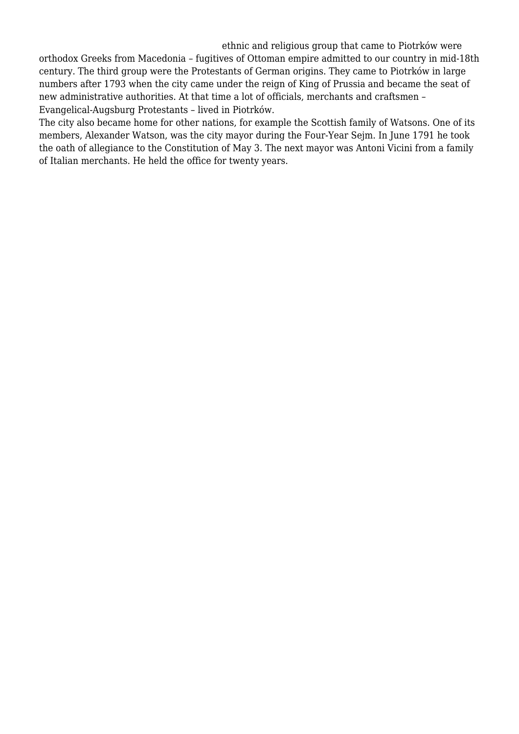ethnic and religious group that came to Piotrków were orthodox Greeks from Macedonia – fugitives of Ottoman empire admitted to our country in mid-18th century. The third group were the Protestants of German origins. They came to Piotrków in large numbers after 1793 when the city came under the reign of King of Prussia and became the seat of new administrative authorities. At that time a lot of officials, merchants and craftsmen – Evangelical-Augsburg Protestants – lived in Piotrków.

The city also became home for other nations, for example the Scottish family of Watsons. One of its members, Alexander Watson, was the city mayor during the Four-Year Sejm. In June 1791 he took the oath of allegiance to the Constitution of May 3. The next mayor was Antoni Vicini from a family of Italian merchants. He held the office for twenty years.